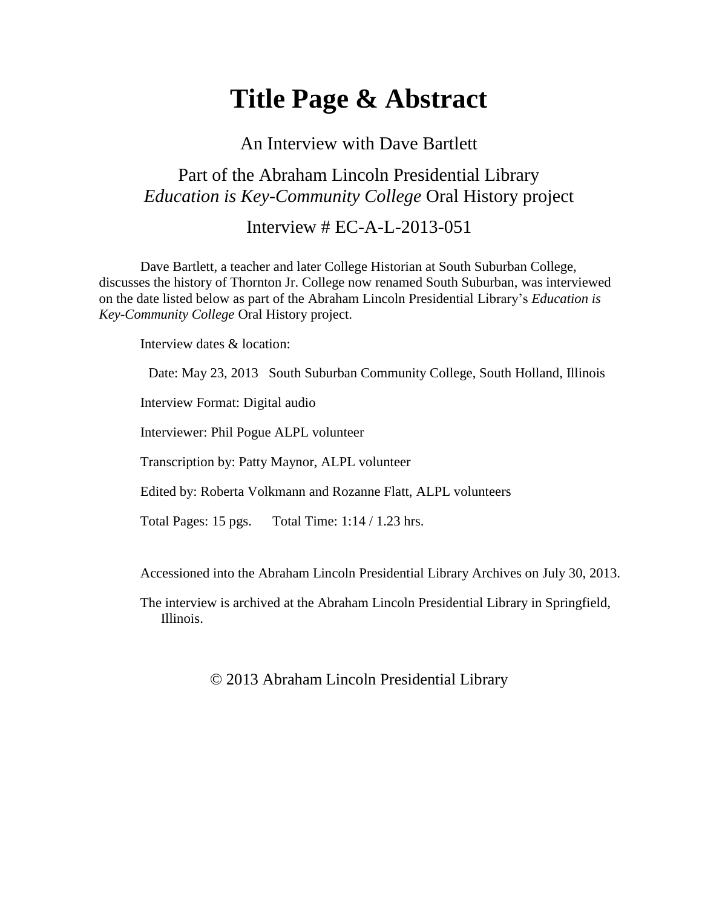# Title Page & Abstract

An Interview with Dave Bartlett

Part of the Abraham Lincoln Presidential Library
*Education is Key-Community College* Oral History project

Interview # EC-A-L-2013-051

Dave Bartlett, a teacher and later College Historian at South Suburban College, discusses the history of Thornton Jr. College now renamed South Suburban, was interviewed on the date listed below as part of the Abraham Lincoln Presidential Library's *Education is Key-Community College* Oral History project.

Interview dates & location:

Date: May 23, 2013 South Suburban Community College, South Holland, Illinois

Interview Format: Digital audio

Interviewer: Phil Pogue ALPL volunteer

Transcription by: Patty Maynor, ALPL volunteer

Edited by: Roberta Volkmann and Rozanne Flatt, ALPL volunteers

Total Pages: 15 pgs. Total Time: 1:14 / 1.23 hrs.

Accessioned into the Abraham Lincoln Presidential Library Archives on July 30, 2013.

The interview is archived at the Abraham Lincoln Presidential Library in Springfield, Illinois.

© 2013 Abraham Lincoln Presidential Library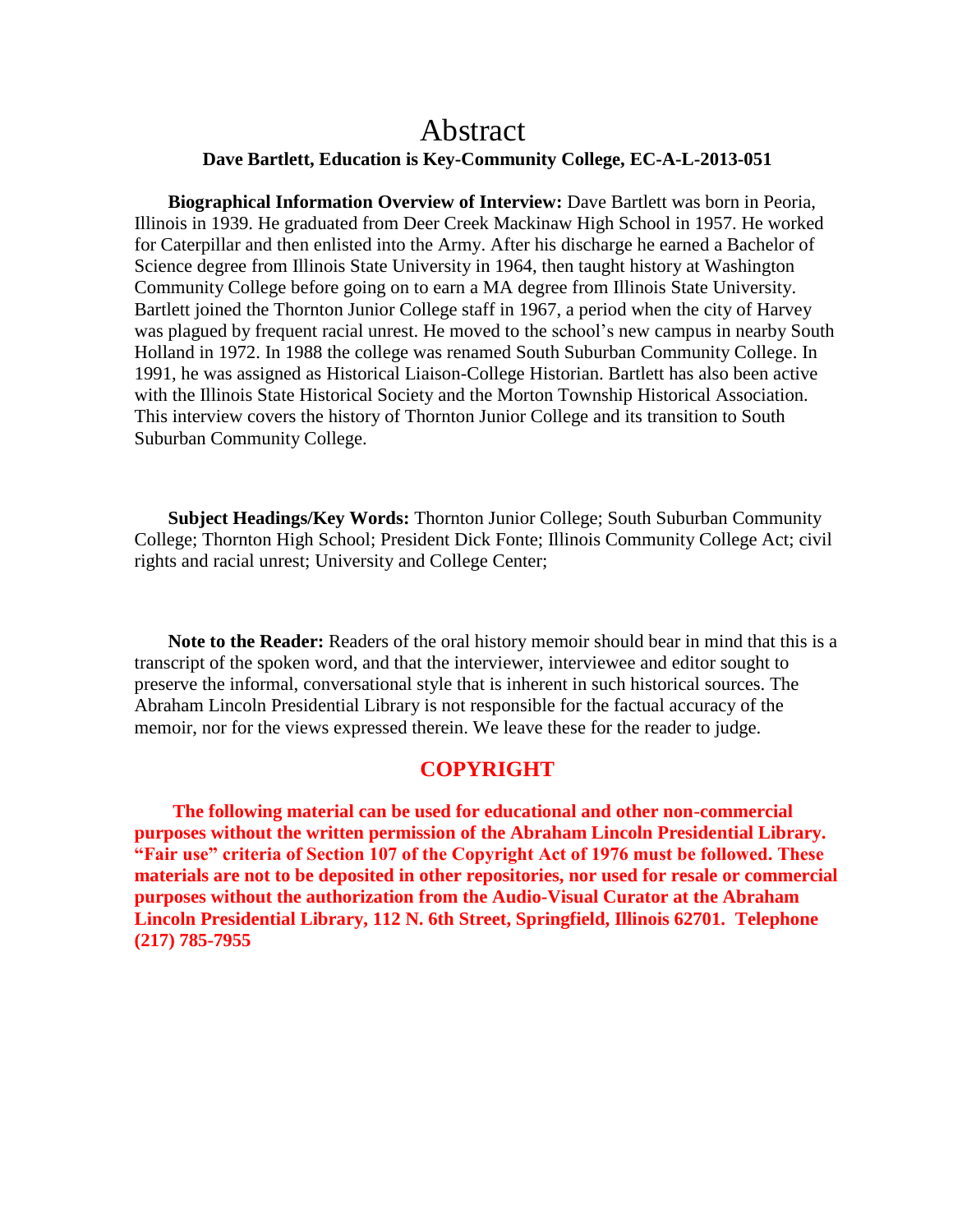# Abstract

**Dave Bartlett, Education is Key-Community College, EC-A-L-2013-051**

**Biographical Information Overview of Interview:** Dave Bartlett was born in Peoria, Illinois in 1939. He graduated from Deer Creek Mackinaw High School in 1957. He worked for Caterpillar and then enlisted into the Army. After his discharge he earned a Bachelor of Science degree from Illinois State University in 1964, then taught history at Washington Community College before going on to earn a MA degree from Illinois State University. Bartlett joined the Thornton Junior College staff in 1967, a period when the city of Harvey was plagued by frequent racial unrest. He moved to the school's new campus in nearby South Holland in 1972. In 1988 the college was renamed South Suburban Community College. In 1991, he was assigned as Historical Liaison-College Historian. Bartlett has also been active with the Illinois State Historical Society and the Morton Township Historical Association. This interview covers the history of Thornton Junior College and its transition to South Suburban Community College.

**Subject Headings/Key Words:** Thornton Junior College; South Suburban Community College; Thornton High School; President Dick Fonte; Illinois Community College Act; civil rights and racial unrest; University and College Center;

**Note to the Reader:** Readers of the oral history memoir should bear in mind that this is a transcript of the spoken word, and that the interviewer, interviewee and editor sought to preserve the informal, conversational style that is inherent in such historical sources. The Abraham Lincoln Presidential Library is not responsible for the factual accuracy of the memoir, nor for the views expressed therein. We leave these for the reader to judge.

## COPYRIGHT

**The following material can be used for educational and other non-commercial purposes without the written permission of the Abraham Lincoln Presidential Library. "Fair use" criteria of Section 107 of the Copyright Act of 1976 must be followed. These materials are not to be deposited in other repositories, nor used for resale or commercial purposes without the authorization from the Audio-Visual Curator at the Abraham Lincoln Presidential Library, 112 N. 6th Street, Springfield, Illinois 62701. Telephone (217) 785-7955**